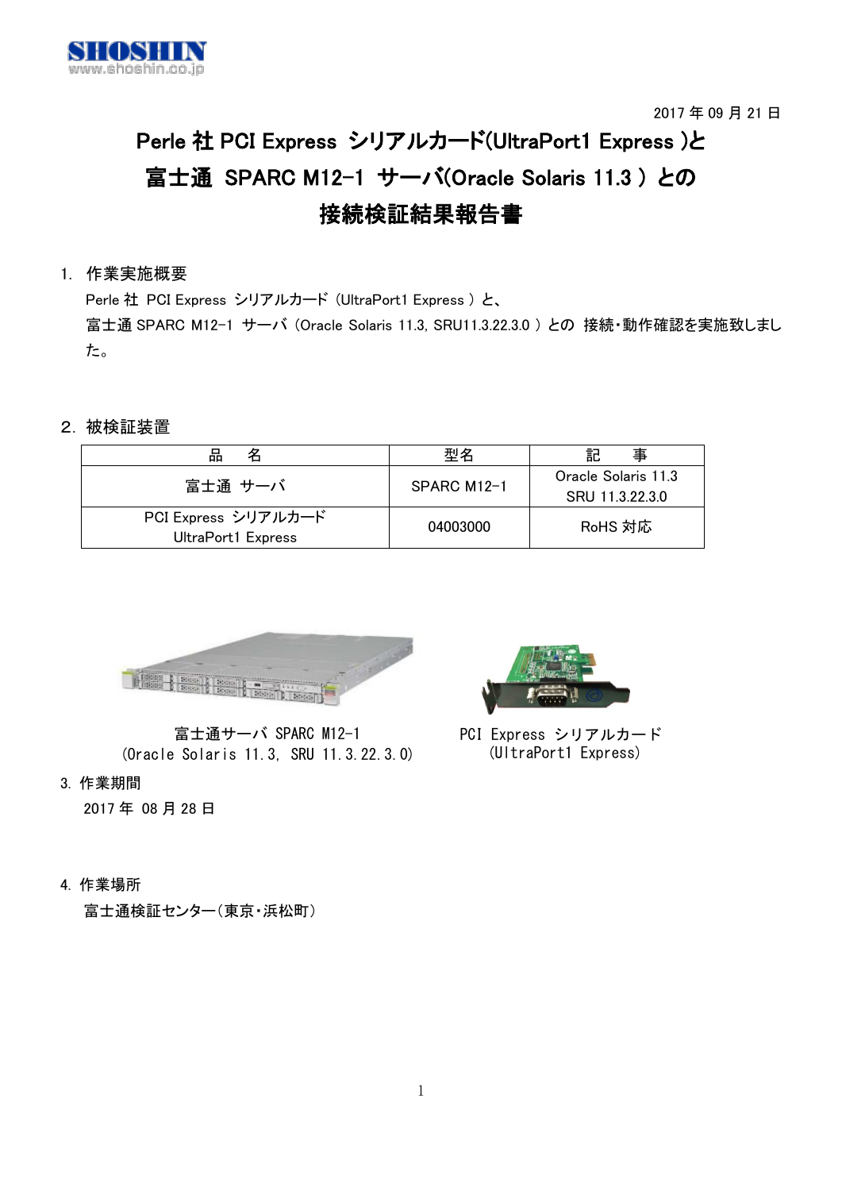SHOSHIN
www.shoshin.co.jp

2017 年 09 月 21 日

# Perle 社 PCI Express シリアルカード(UltraPort1 Express )と
# 富士通 SPARC M12-1 サーバ(Oracle Solaris 11.3 ) との
# 接続検証結果報告書

## 1. 作業実施概要

Perle 社 PCI Express シリアルカード (UltraPort1 Express ) と、
富士通 SPARC M12-1 サーバ (Oracle Solaris 11.3, SRU11.3.22.3.0 ) との 接続・動作確認を実施致しました。

## 2. 被検証装置

| 品　名 | 型名 | 記　事 |
|---|---|---|
| 富士通 サーバ | SPARC M12-1 | Oracle Solaris 11.3<br>SRU 11.3.22.3.0 |
| PCI Express シリアルカード<br>UltraPort1 Express | 04003000 | RoHS 対応 |

富士通サーバ SPARC M12-1
(Oracle Solaris 11.3, SRU 11.3.22.3.0)

PCI Express シリアルカード
(UltraPort1 Express)

## 3. 作業期間

2017 年 08 月 28 日

## 4. 作業場所

富士通検証センター(東京・浜松町)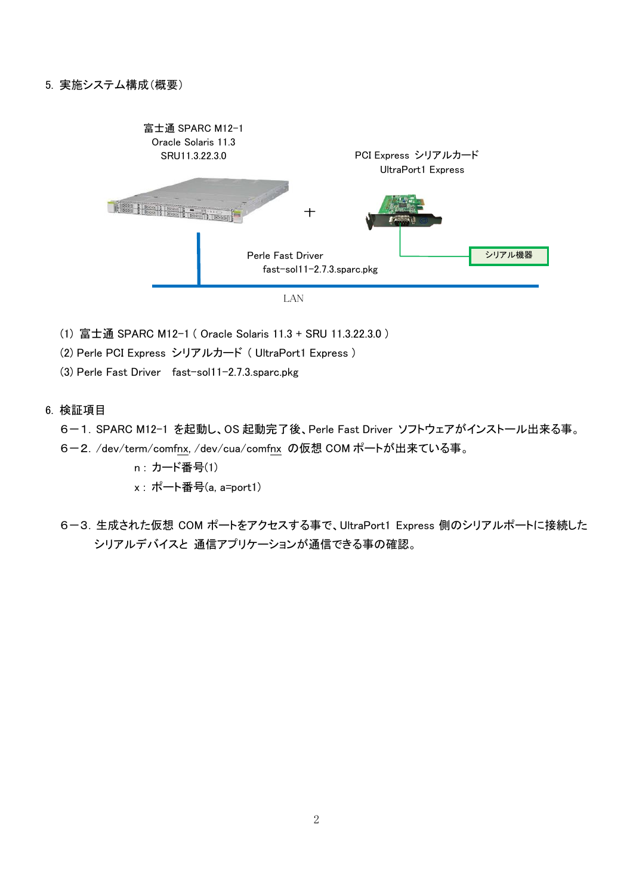5. 実施システム構成(概要)

富士通 SPARC M12-1
Oracle Solaris 11.3
SRU11.3.22.3.0

PCI Express シリアルカード
UltraPort1 Express

＋

Perle Fast Driver
fast-sol11-2.7.3.sparc.pkg

シリアル機器

LAN

(1) 富士通 SPARC M12-1 ( Oracle Solaris 11.3 + SRU 11.3.22.3.0 )
(2) Perle PCI Express シリアルカード ( UltraPort1 Express )
(3) Perle Fast Driver　fast-sol11-2.7.3.sparc.pkg

6. 検証項目

６－１. SPARC M12-1 を起動し、OS 起動完了後、Perle Fast Driver ソフトウェアがインストール出来る事。

６－２. /dev/term/comfnx, /dev/cua/comfnx の仮想 COM ポートが出来ている事。

　n : カード番号(1)
　x : ポート番号(a, a=port1)

６－３. 生成された仮想 COM ポートをアクセスする事で、UltraPort1 Express 側のシリアルポートに接続したシリアルデバイスと 通信アプリケーションが通信できる事の確認。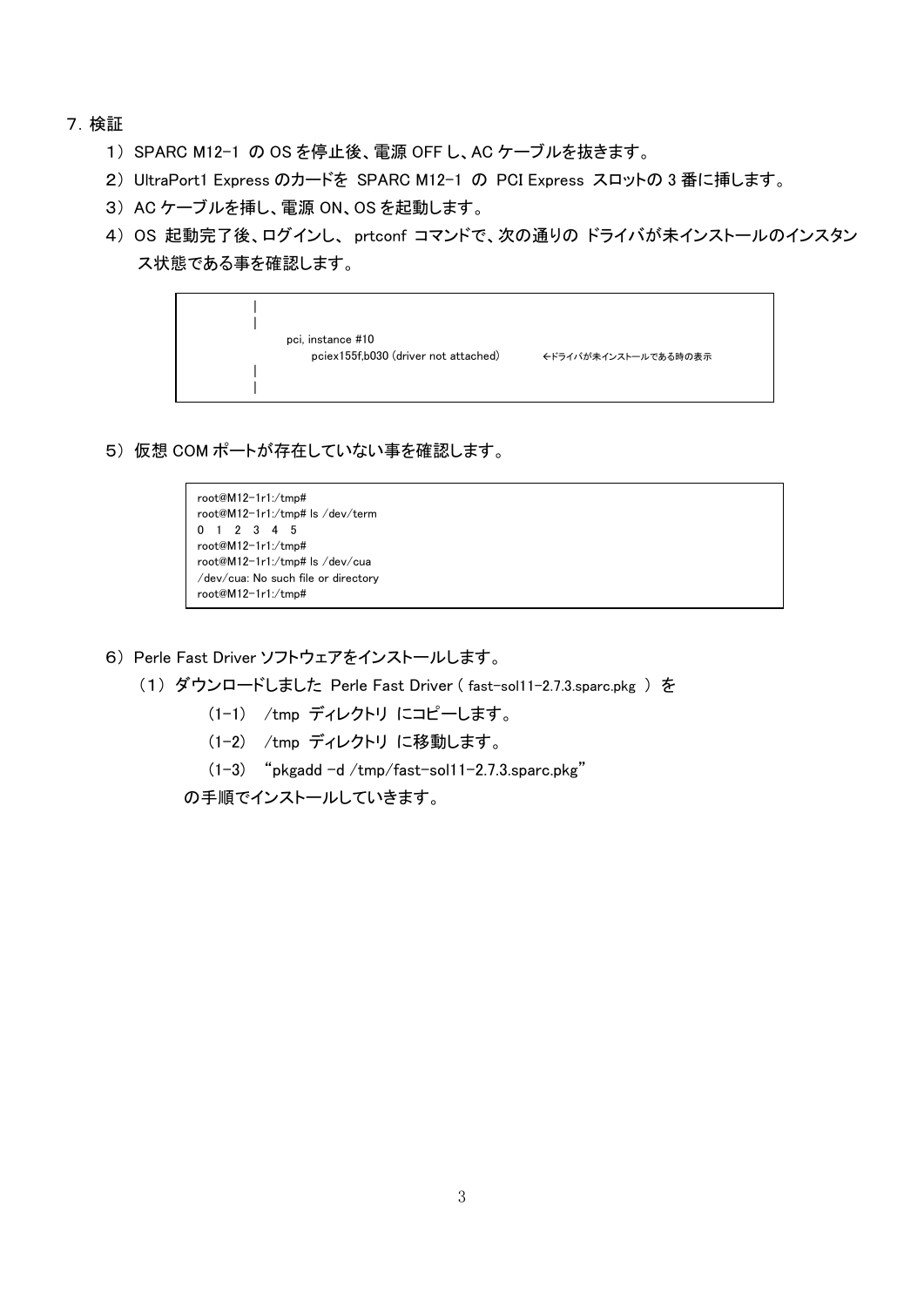## 7．検証

1）SPARC M12-1 の OS を停止後、電源 OFF し、AC ケーブルを抜きます。

2）UltraPort1 Express のカードを SPARC M12-1 の PCI Express スロットの 3 番に挿します。

3）AC ケーブルを挿し、電源 ON、OS を起動します。

4）OS 起動完了後、ログインし、 prtconf コマンドで、次の通りの ドライバが未インストールのインスタンス状態である事を確認します。

```
        |
        |
            pci, instance #10
                pciex155f,b030 (driver not attached)        ←ドライバが未インストールである時の表示
        |
        |
```

5）仮想 COM ポートが存在していない事を確認します。

```
root@M12-1r1:/tmp#
root@M12-1r1:/tmp# ls /dev/term
0  1  2  3  4  5
root@M12-1r1:/tmp#
root@M12-1r1:/tmp# ls /dev/cua
/dev/cua: No such file or directory
root@M12-1r1:/tmp#
```

6）Perle Fast Driver ソフトウェアをインストールします。

（1）ダウンロードしました Perle Fast Driver ( fast-sol11-2.7.3.sparc.pkg ) を

（1-1） /tmp ディレクトリ にコピーします。

（1-2） /tmp ディレクトリ に移動します。

（1-3） “pkgadd -d /tmp/fast-sol11-2.7.3.sparc.pkg”

の手順でインストールしていきます。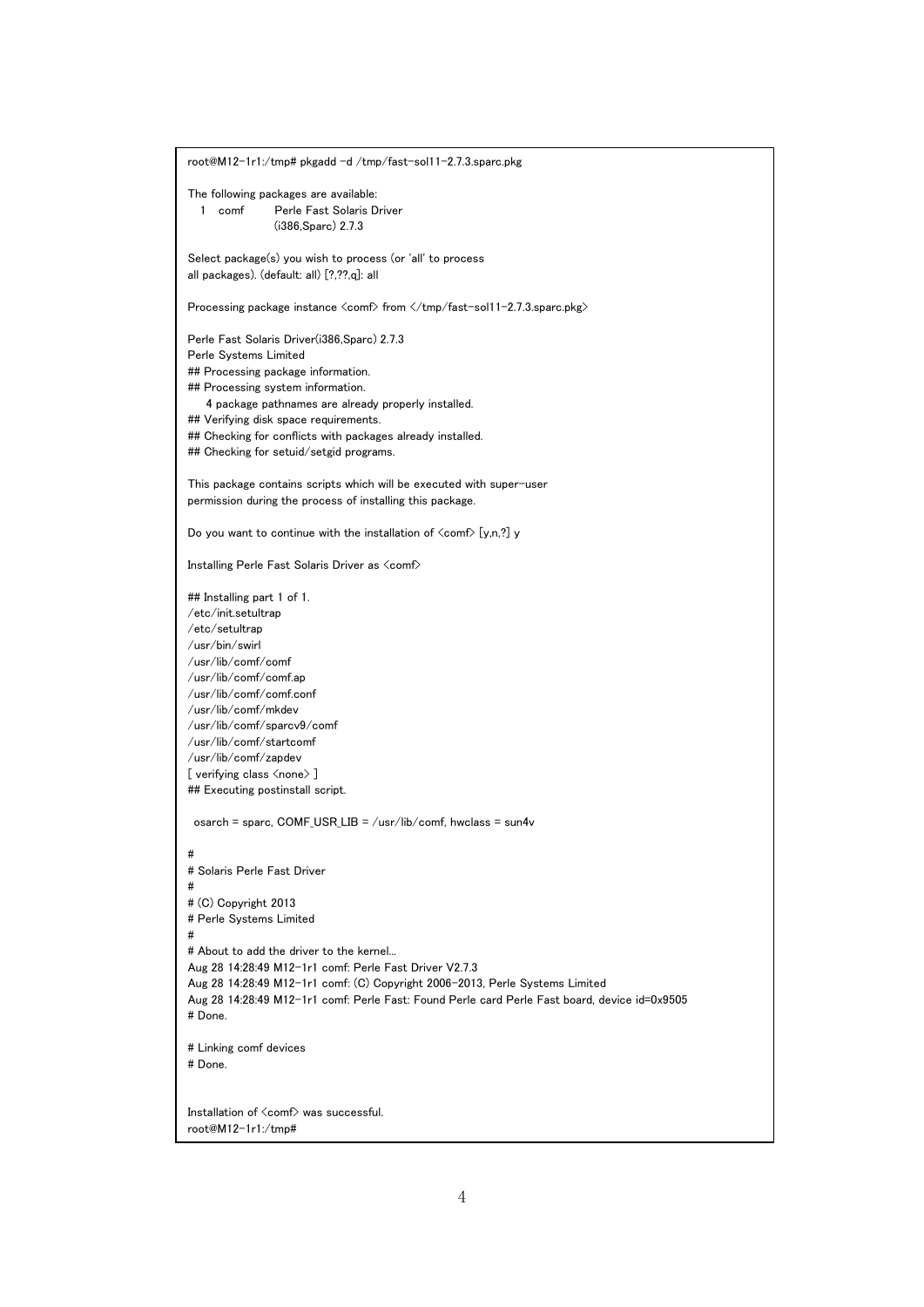```
root@M12-1r1:/tmp# pkgadd -d /tmp/fast-sol11-2.7.3.sparc.pkg

The following packages are available:
  1  comf      Perle Fast Solaris Driver
               (i386,Sparc) 2.7.3

Select package(s) you wish to process (or 'all' to process
all packages). (default: all) [?,??,q]: all

Processing package instance <comf> from </tmp/fast-sol11-2.7.3.sparc.pkg>

Perle Fast Solaris Driver(i386,Sparc) 2.7.3
Perle Systems Limited
## Processing package information.
## Processing system information.
   4 package pathnames are already properly installed.
## Verifying disk space requirements.
## Checking for conflicts with packages already installed.
## Checking for setuid/setgid programs.

This package contains scripts which will be executed with super-user
permission during the process of installing this package.

Do you want to continue with the installation of <comf> [y,n,?] y

Installing Perle Fast Solaris Driver as <comf>

## Installing part 1 of 1.
/etc/init.setultrap
/etc/setultrap
/usr/bin/swirl
/usr/lib/comf/comf
/usr/lib/comf/comf.ap
/usr/lib/comf/comf.conf
/usr/lib/comf/mkdev
/usr/lib/comf/sparcv9/comf
/usr/lib/comf/startcomf
/usr/lib/comf/zapdev
[ verifying class <none> ]
## Executing postinstall script.

  osarch = sparc, COMF_USR_LIB = /usr/lib/comf, hwclass = sun4v

#
# Solaris Perle Fast Driver
#
# (C) Copyright 2013
# Perle Systems Limited
#
# About to add the driver to the kernel...
Aug 28 14:28:49 M12-1r1 comf: Perle Fast Driver V2.7.3
Aug 28 14:28:49 M12-1r1 comf: (C) Copyright 2006-2013, Perle Systems Limited
Aug 28 14:28:49 M12-1r1 comf: Perle Fast: Found Perle card Perle Fast board, device id=0x9505
# Done.

# Linking comf devices
# Done.


Installation of <comf> was successful.
root@M12-1r1:/tmp#
```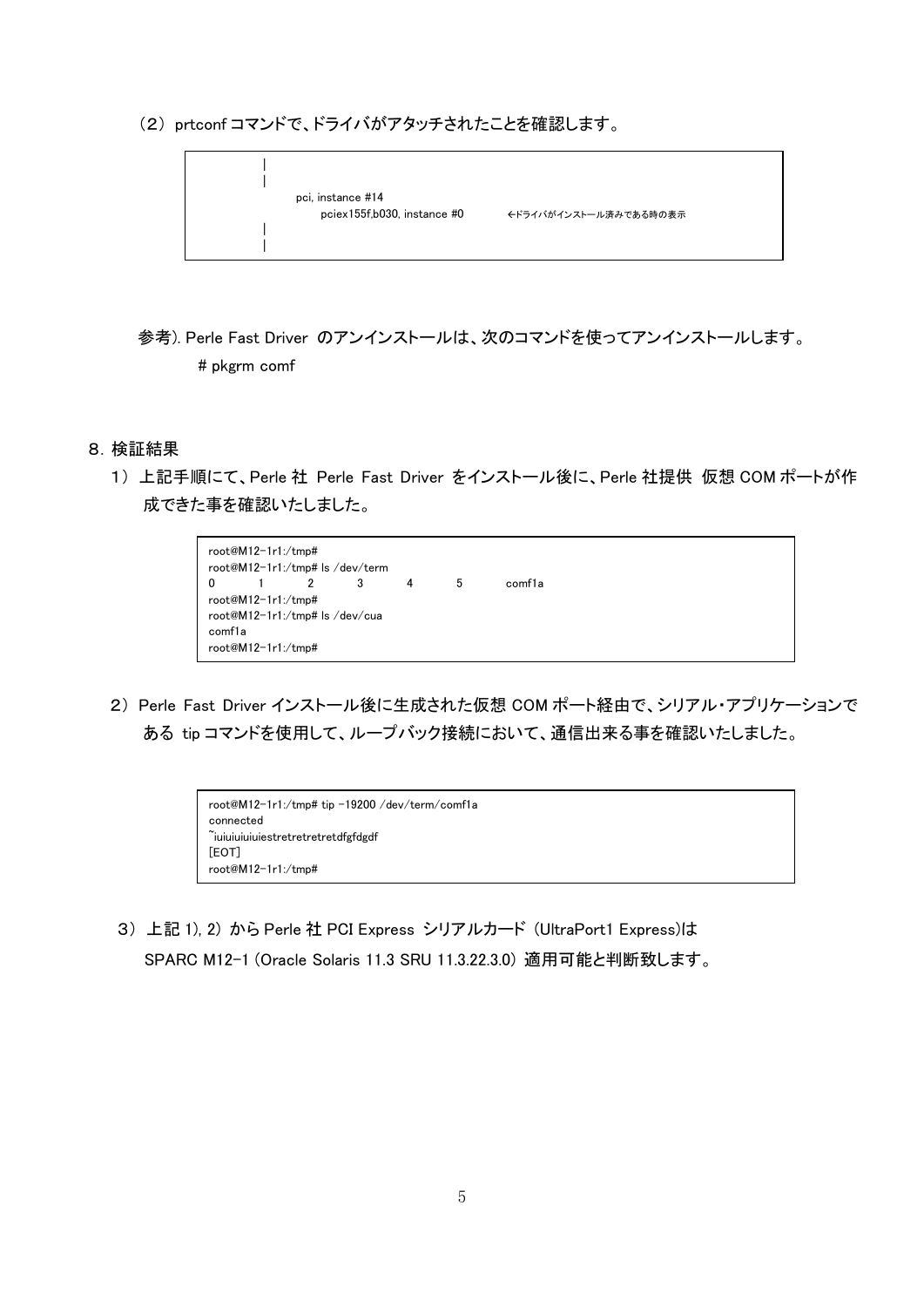（2） prtconf コマンドで、ドライバがアタッチされたことを確認します。

```
        |
        |
            pci, instance #14
                pciex155f,b030, instance #0        ←ドライバがインストール済みである時の表示
        |
        |
```

参考). Perle Fast Driver のアンインストールは、次のコマンドを使ってアンインストールします。

```
# pkgrm comf
```

## 8. 検証結果

1） 上記手順にて、Perle 社 Perle Fast Driver をインストール後に、Perle 社提供 仮想 COM ポートが作成できた事を確認いたしました。

```
root@M12-1r1:/tmp#
root@M12-1r1:/tmp# ls /dev/term
0       1       2       3       4       5       comf1a
root@M12-1r1:/tmp#
root@M12-1r1:/tmp# ls /dev/cua
comf1a
root@M12-1r1:/tmp#
```

2） Perle Fast Driver インストール後に生成された仮想 COM ポート経由で、シリアル・アプリケーションである tip コマンドを使用して、ループバック接続において、通信出来る事を確認いたしました。

```
root@M12-1r1:/tmp# tip -19200 /dev/term/comf1a
connected
~iuiuiuiuiuiestretretretretdfgfdgdf
[EOT]
root@M12-1r1:/tmp#
```

3） 上記 1), 2) から Perle 社 PCI Express シリアルカード (UltraPort1 Express)は SPARC M12-1 (Oracle Solaris 11.3 SRU 11.3.22.3.0) 適用可能と判断致します。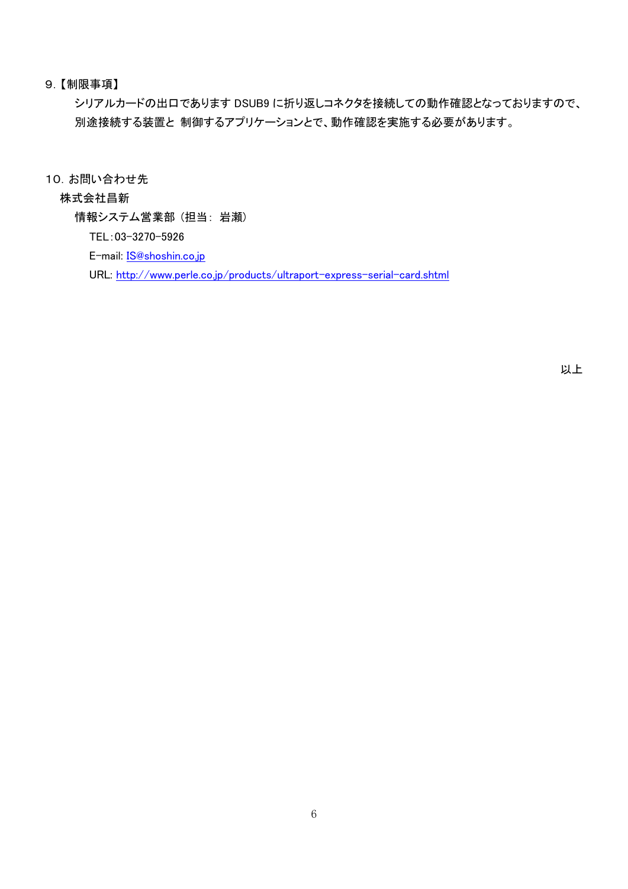## 9.【制限事項】

シリアルカードの出口であります DSUB9 に折り返しコネクタを接続しての動作確認となっておりますので、別途接続する装置と 制御するアプリケーションとで、動作確認を実施する必要があります。

## 10. お問い合わせ先

株式会社昌新

情報システム営業部（担当： 岩瀬）

TEL：03-3270-5926

E-mail: IS@shoshin.co.jp

URL: http://www.perle.co.jp/products/ultraport-express-serial-card.shtml

以上